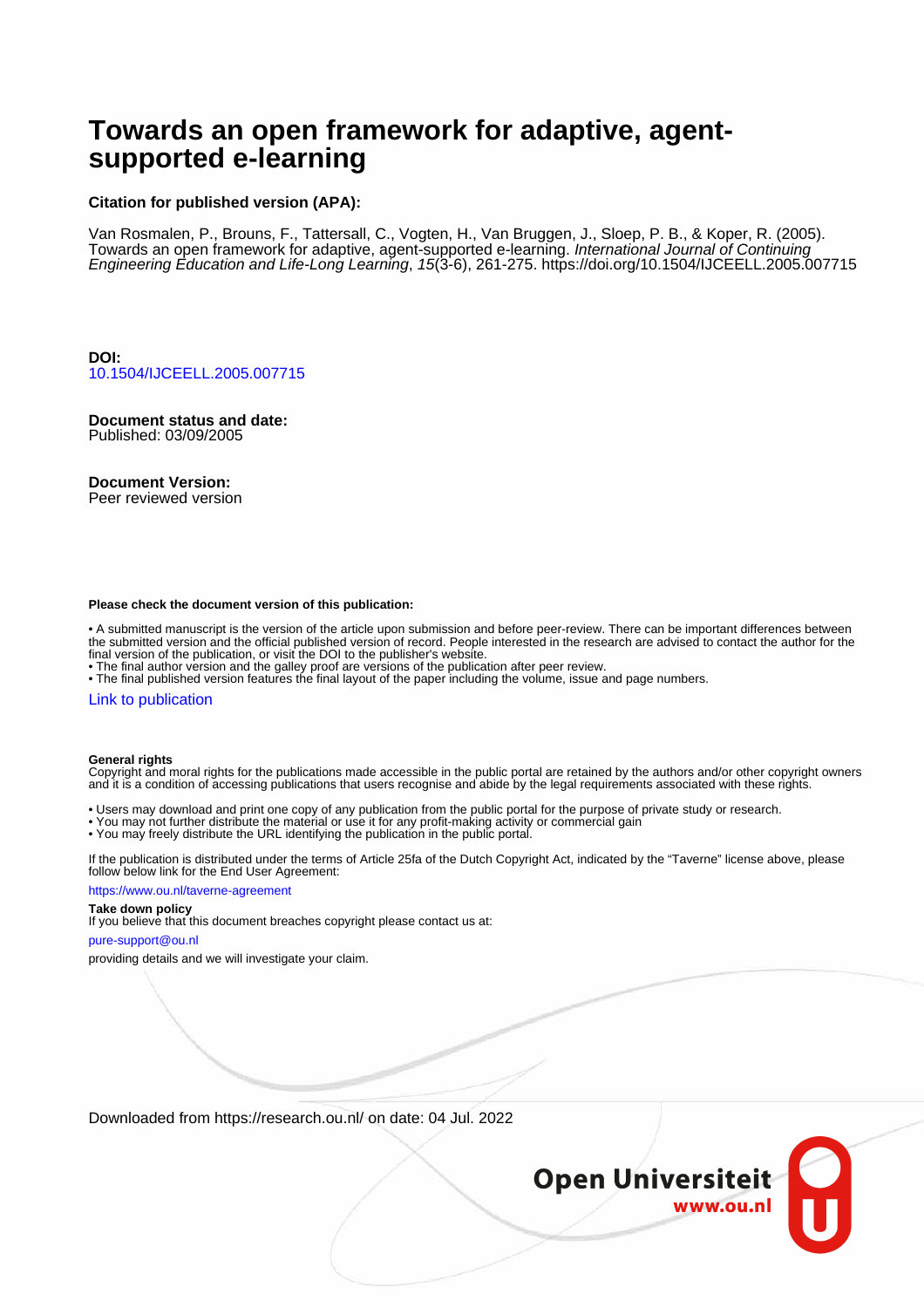# Towards an open framework for adaptive, agent-supported e-learning

**Citation for published version (APA):**

Van Rosmalen, P., Brouns, F., Tattersall, C., Vogten, H., Van Bruggen, J., Sloep, P. B., & Koper, R. (2005). Towards an open framework for adaptive, agent-supported e-learning. *International Journal of Continuing Engineering Education and Life-Long Learning*, *15*(3-6), 261-275. https://doi.org/10.1504/IJCEELL.2005.007715

**DOI:**
10.1504/IJCEELL.2005.007715

**Document status and date:**
Published: 03/09/2005

**Document Version:**
Peer reviewed version

**Please check the document version of this publication:**

• A submitted manuscript is the version of the article upon submission and before peer-review. There can be important differences between the submitted version and the official published version of record. People interested in the research are advised to contact the author for the final version of the publication, or visit the DOI to the publisher's website.
• The final author version and the galley proof are versions of the publication after peer review.
• The final published version features the final layout of the paper including the volume, issue and page numbers.

Link to publication

**General rights**
Copyright and moral rights for the publications made accessible in the public portal are retained by the authors and/or other copyright owners and it is a condition of accessing publications that users recognise and abide by the legal requirements associated with these rights.

• Users may download and print one copy of any publication from the public portal for the purpose of private study or research.
• You may not further distribute the material or use it for any profit-making activity or commercial gain
• You may freely distribute the URL identifying the publication in the public portal.

If the publication is distributed under the terms of Article 25fa of the Dutch Copyright Act, indicated by the "Taverne" license above, please follow below link for the End User Agreement:

https://www.ou.nl/taverne-agreement

**Take down policy**
If you believe that this document breaches copyright please contact us at:

pure-support@ou.nl

providing details and we will investigate your claim.

Downloaded from https://research.ou.nl/ on date: 04 Jul. 2022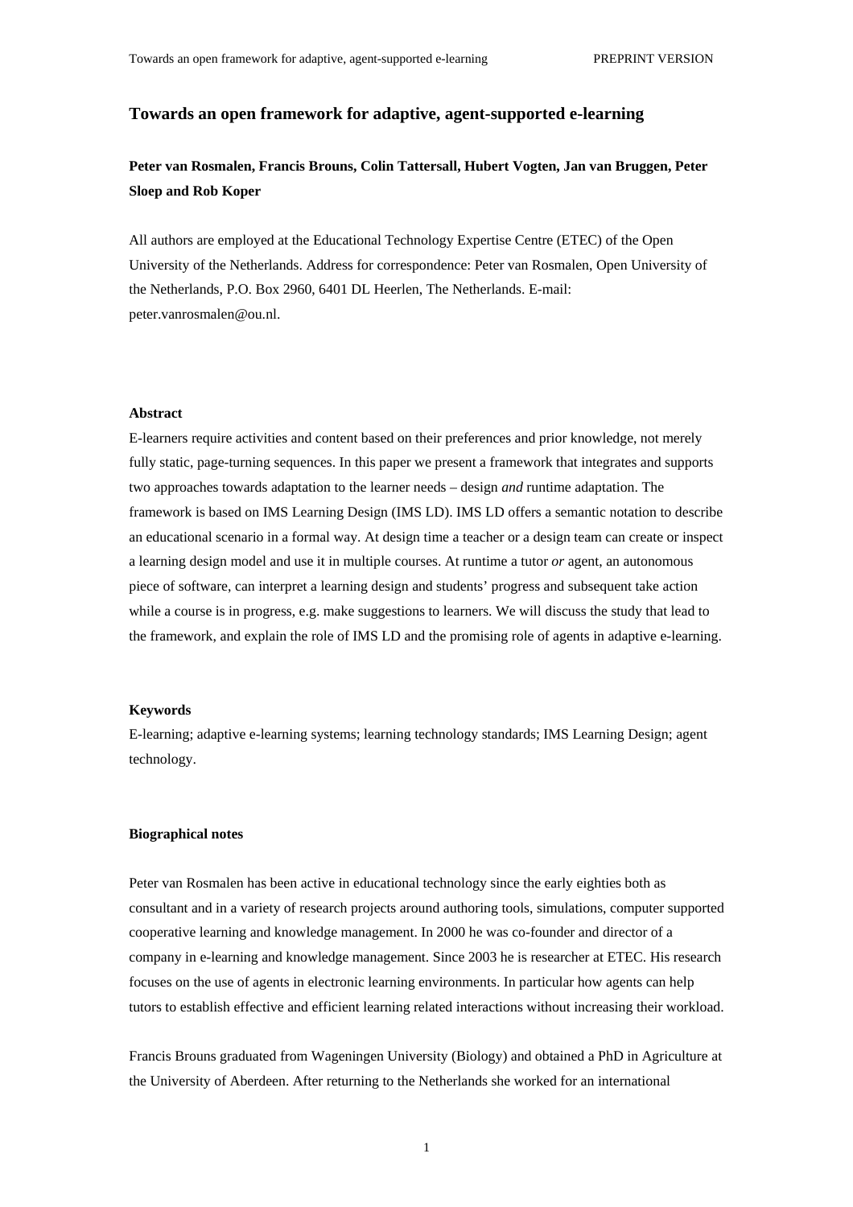# Towards an open framework for adaptive, agent-supported e-learning

**Peter van Rosmalen, Francis Brouns, Colin Tattersall, Hubert Vogten, Jan van Bruggen, Peter Sloep and Rob Koper**

All authors are employed at the Educational Technology Expertise Centre (ETEC) of the Open University of the Netherlands. Address for correspondence: Peter van Rosmalen, Open University of the Netherlands, P.O. Box 2960, 6401 DL Heerlen, The Netherlands. E-mail: peter.vanrosmalen@ou.nl.

### Abstract

E-learners require activities and content based on their preferences and prior knowledge, not merely fully static, page-turning sequences. In this paper we present a framework that integrates and supports two approaches towards adaptation to the learner needs – design *and* runtime adaptation. The framework is based on IMS Learning Design (IMS LD). IMS LD offers a semantic notation to describe an educational scenario in a formal way. At design time a teacher or a design team can create or inspect a learning design model and use it in multiple courses. At runtime a tutor *or* agent, an autonomous piece of software, can interpret a learning design and students' progress and subsequent take action while a course is in progress, e.g. make suggestions to learners. We will discuss the study that lead to the framework, and explain the role of IMS LD and the promising role of agents in adaptive e-learning.

### Keywords

E-learning; adaptive e-learning systems; learning technology standards; IMS Learning Design; agent technology.

### Biographical notes

Peter van Rosmalen has been active in educational technology since the early eighties both as consultant and in a variety of research projects around authoring tools, simulations, computer supported cooperative learning and knowledge management. In 2000 he was co-founder and director of a company in e-learning and knowledge management. Since 2003 he is researcher at ETEC. His research focuses on the use of agents in electronic learning environments. In particular how agents can help tutors to establish effective and efficient learning related interactions without increasing their workload.

Francis Brouns graduated from Wageningen University (Biology) and obtained a PhD in Agriculture at the University of Aberdeen. After returning to the Netherlands she worked for an international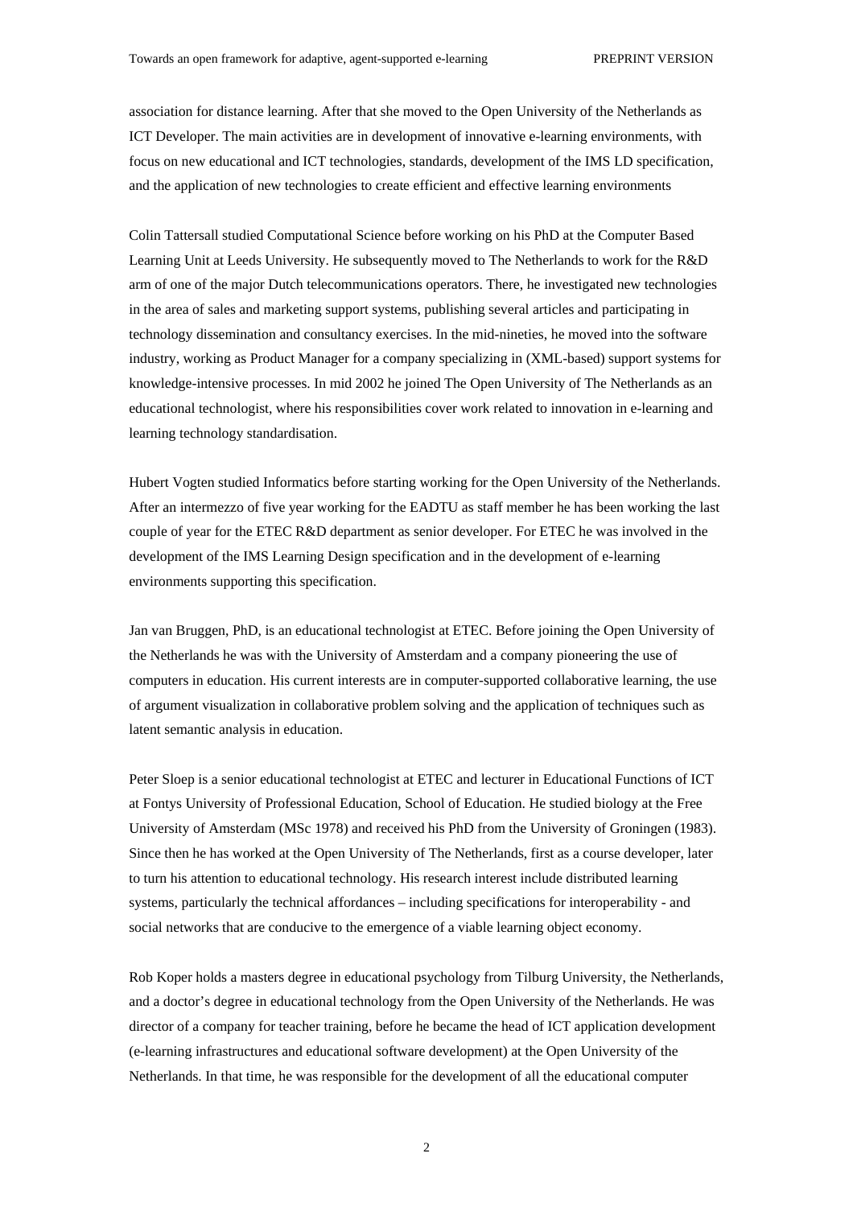association for distance learning. After that she moved to the Open University of the Netherlands as ICT Developer. The main activities are in development of innovative e-learning environments, with focus on new educational and ICT technologies, standards, development of the IMS LD specification, and the application of new technologies to create efficient and effective learning environments

Colin Tattersall studied Computational Science before working on his PhD at the Computer Based Learning Unit at Leeds University. He subsequently moved to The Netherlands to work for the R&D arm of one of the major Dutch telecommunications operators. There, he investigated new technologies in the area of sales and marketing support systems, publishing several articles and participating in technology dissemination and consultancy exercises. In the mid-nineties, he moved into the software industry, working as Product Manager for a company specializing in (XML-based) support systems for knowledge-intensive processes. In mid 2002 he joined The Open University of The Netherlands as an educational technologist, where his responsibilities cover work related to innovation in e-learning and learning technology standardisation.

Hubert Vogten studied Informatics before starting working for the Open University of the Netherlands. After an intermezzo of five year working for the EADTU as staff member he has been working the last couple of year for the ETEC R&D department as senior developer. For ETEC he was involved in the development of the IMS Learning Design specification and in the development of e-learning environments supporting this specification.

Jan van Bruggen, PhD, is an educational technologist at ETEC. Before joining the Open University of the Netherlands he was with the University of Amsterdam and a company pioneering the use of computers in education. His current interests are in computer-supported collaborative learning, the use of argument visualization in collaborative problem solving and the application of techniques such as latent semantic analysis in education.

Peter Sloep is a senior educational technologist at ETEC and lecturer in Educational Functions of ICT at Fontys University of Professional Education, School of Education. He studied biology at the Free University of Amsterdam (MSc 1978) and received his PhD from the University of Groningen (1983). Since then he has worked at the Open University of The Netherlands, first as a course developer, later to turn his attention to educational technology. His research interest include distributed learning systems, particularly the technical affordances – including specifications for interoperability - and social networks that are conducive to the emergence of a viable learning object economy.

Rob Koper holds a masters degree in educational psychology from Tilburg University, the Netherlands, and a doctor's degree in educational technology from the Open University of the Netherlands. He was director of a company for teacher training, before he became the head of ICT application development (e-learning infrastructures and educational software development) at the Open University of the Netherlands. In that time, he was responsible for the development of all the educational computer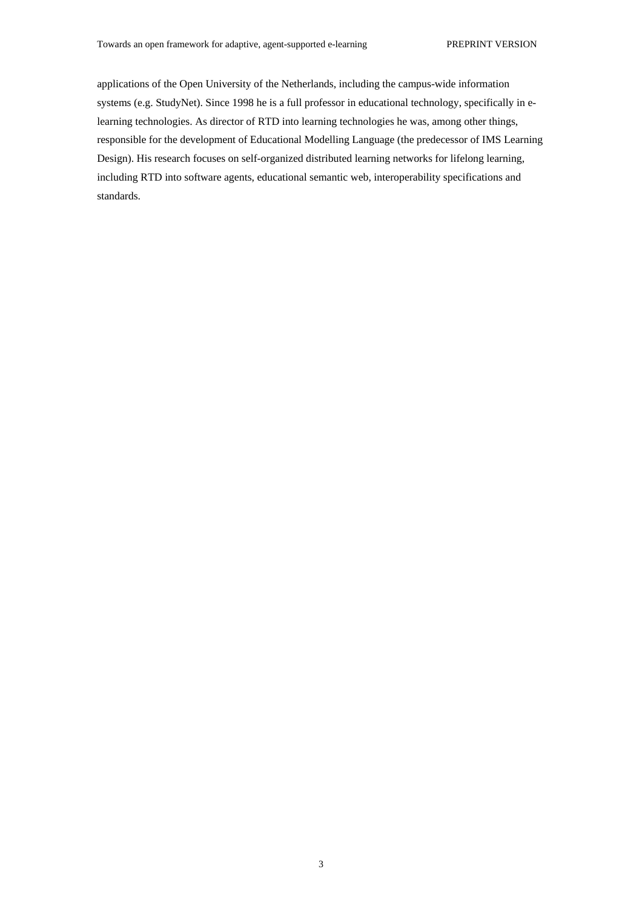applications of the Open University of the Netherlands, including the campus-wide information systems (e.g. StudyNet). Since 1998 he is a full professor in educational technology, specifically in e-learning technologies. As director of RTD into learning technologies he was, among other things, responsible for the development of Educational Modelling Language (the predecessor of IMS Learning Design). His research focuses on self-organized distributed learning networks for lifelong learning, including RTD into software agents, educational semantic web, interoperability specifications and standards.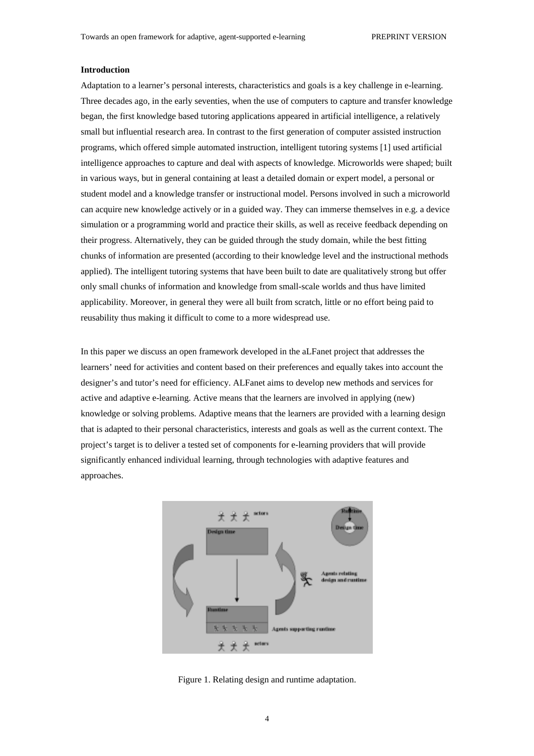**Introduction**

Adaptation to a learner's personal interests, characteristics and goals is a key challenge in e-learning. Three decades ago, in the early seventies, when the use of computers to capture and transfer knowledge began, the first knowledge based tutoring applications appeared in artificial intelligence, a relatively small but influential research area. In contrast to the first generation of computer assisted instruction programs, which offered simple automated instruction, intelligent tutoring systems [1] used artificial intelligence approaches to capture and deal with aspects of knowledge. Microworlds were shaped; built in various ways, but in general containing at least a detailed domain or expert model, a personal or student model and a knowledge transfer or instructional model. Persons involved in such a microworld can acquire new knowledge actively or in a guided way. They can immerse themselves in e.g. a device simulation or a programming world and practice their skills, as well as receive feedback depending on their progress. Alternatively, they can be guided through the study domain, while the best fitting chunks of information are presented (according to their knowledge level and the instructional methods applied). The intelligent tutoring systems that have been built to date are qualitatively strong but offer only small chunks of information and knowledge from small-scale worlds and thus have limited applicability. Moreover, in general they were all built from scratch, little or no effort being paid to reusability thus making it difficult to come to a more widespread use.

In this paper we discuss an open framework developed in the aLFanet project that addresses the learners' need for activities and content based on their preferences and equally takes into account the designer's and tutor's need for efficiency. ALFanet aims to develop new methods and services for active and adaptive e-learning. Active means that the learners are involved in applying (new) knowledge or solving problems. Adaptive means that the learners are provided with a learning design that is adapted to their personal characteristics, interests and goals as well as the current context. The project's target is to deliver a tested set of components for e-learning providers that will provide significantly enhanced individual learning, through technologies with adaptive features and approaches.

Figure 1. Relating design and runtime adaptation.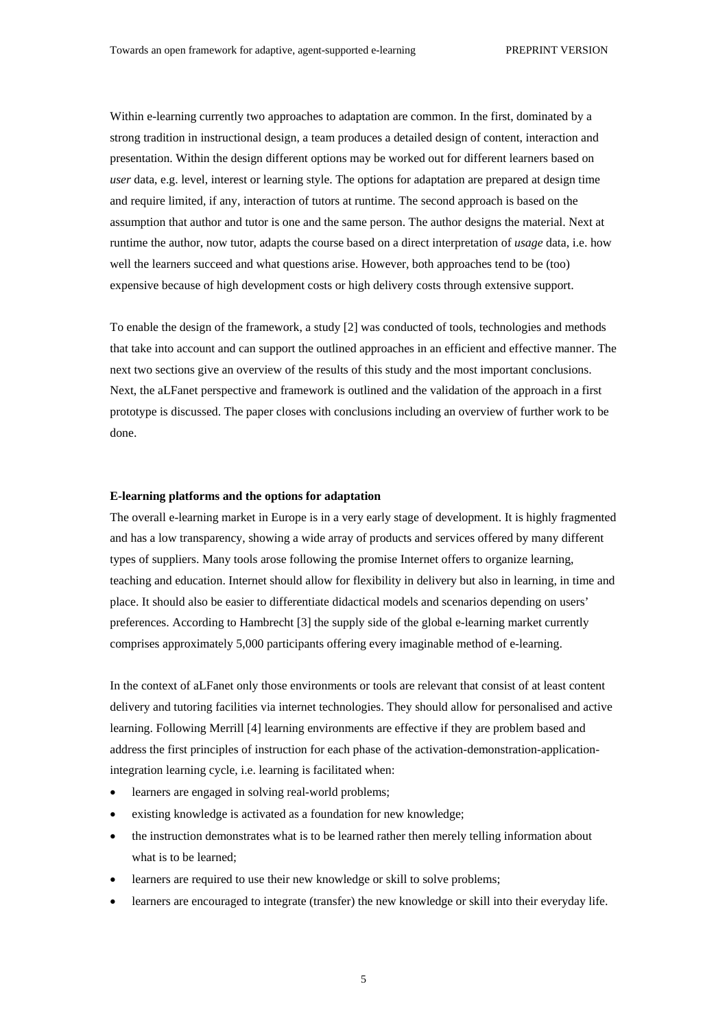Within e-learning currently two approaches to adaptation are common. In the first, dominated by a strong tradition in instructional design, a team produces a detailed design of content, interaction and presentation. Within the design different options may be worked out for different learners based on *user* data, e.g. level, interest or learning style. The options for adaptation are prepared at design time and require limited, if any, interaction of tutors at runtime. The second approach is based on the assumption that author and tutor is one and the same person. The author designs the material. Next at runtime the author, now tutor, adapts the course based on a direct interpretation of *usage* data, i.e. how well the learners succeed and what questions arise. However, both approaches tend to be (too) expensive because of high development costs or high delivery costs through extensive support.

To enable the design of the framework, a study [2] was conducted of tools, technologies and methods that take into account and can support the outlined approaches in an efficient and effective manner. The next two sections give an overview of the results of this study and the most important conclusions. Next, the aLFanet perspective and framework is outlined and the validation of the approach in a first prototype is discussed. The paper closes with conclusions including an overview of further work to be done.

**E-learning platforms and the options for adaptation**

The overall e-learning market in Europe is in a very early stage of development. It is highly fragmented and has a low transparency, showing a wide array of products and services offered by many different types of suppliers. Many tools arose following the promise Internet offers to organize learning, teaching and education. Internet should allow for flexibility in delivery but also in learning, in time and place. It should also be easier to differentiate didactical models and scenarios depending on users' preferences. According to Hambrecht [3] the supply side of the global e-learning market currently comprises approximately 5,000 participants offering every imaginable method of e-learning.

In the context of aLFanet only those environments or tools are relevant that consist of at least content delivery and tutoring facilities via internet technologies. They should allow for personalised and active learning. Following Merrill [4] learning environments are effective if they are problem based and address the first principles of instruction for each phase of the activation-demonstration-application-integration learning cycle, i.e. learning is facilitated when:

- learners are engaged in solving real-world problems;
- existing knowledge is activated as a foundation for new knowledge;
- the instruction demonstrates what is to be learned rather then merely telling information about what is to be learned;
- learners are required to use their new knowledge or skill to solve problems;
- learners are encouraged to integrate (transfer) the new knowledge or skill into their everyday life.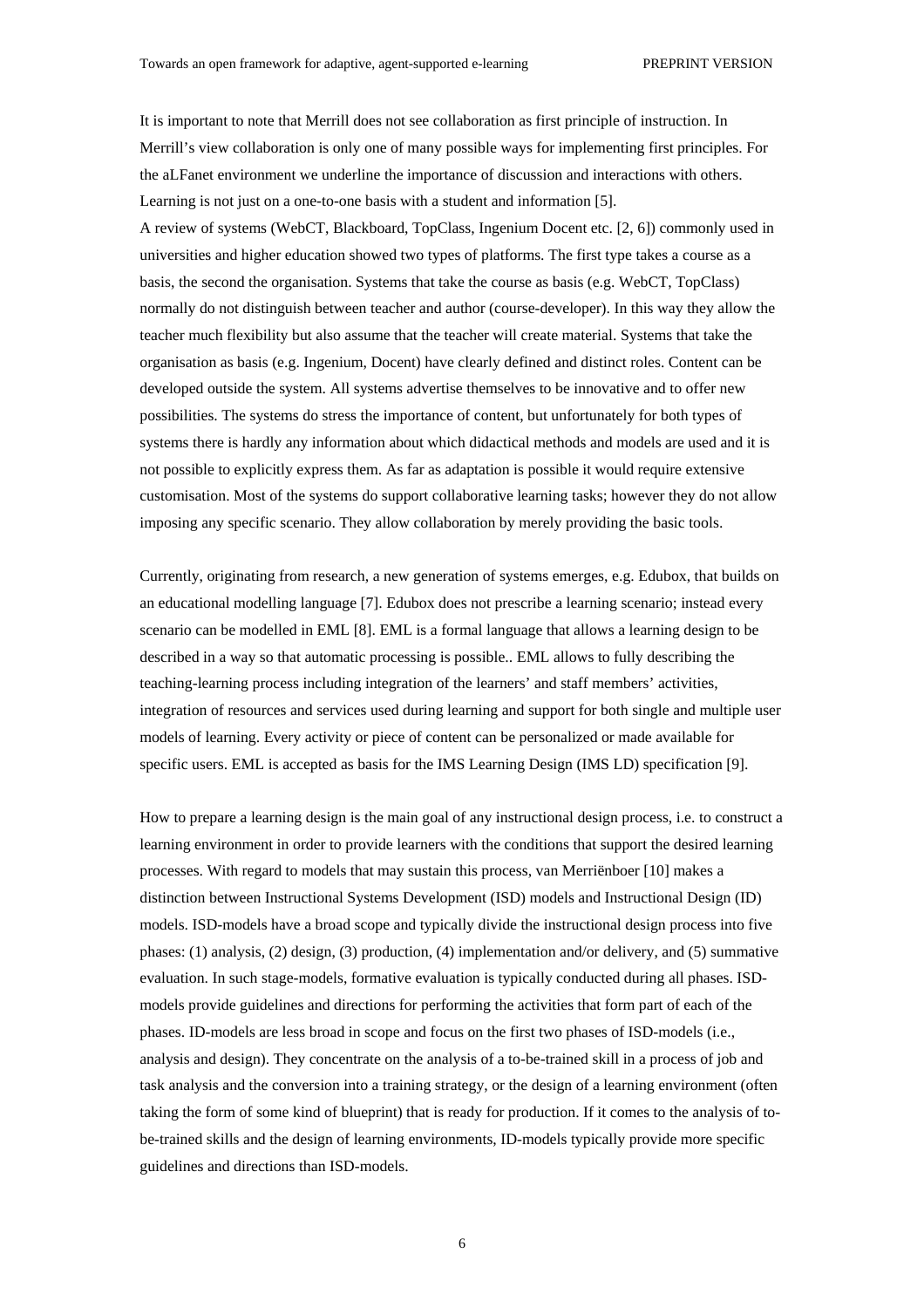It is important to note that Merrill does not see collaboration as first principle of instruction. In Merrill's view collaboration is only one of many possible ways for implementing first principles. For the aLFanet environment we underline the importance of discussion and interactions with others. Learning is not just on a one-to-one basis with a student and information [5].

A review of systems (WebCT, Blackboard, TopClass, Ingenium Docent etc. [2, 6]) commonly used in universities and higher education showed two types of platforms. The first type takes a course as a basis, the second the organisation. Systems that take the course as basis (e.g. WebCT, TopClass) normally do not distinguish between teacher and author (course-developer). In this way they allow the teacher much flexibility but also assume that the teacher will create material. Systems that take the organisation as basis (e.g. Ingenium, Docent) have clearly defined and distinct roles. Content can be developed outside the system. All systems advertise themselves to be innovative and to offer new possibilities. The systems do stress the importance of content, but unfortunately for both types of systems there is hardly any information about which didactical methods and models are used and it is not possible to explicitly express them. As far as adaptation is possible it would require extensive customisation. Most of the systems do support collaborative learning tasks; however they do not allow imposing any specific scenario. They allow collaboration by merely providing the basic tools.

Currently, originating from research, a new generation of systems emerges, e.g. Edubox, that builds on an educational modelling language [7]. Edubox does not prescribe a learning scenario; instead every scenario can be modelled in EML [8]. EML is a formal language that allows a learning design to be described in a way so that automatic processing is possible.. EML allows to fully describing the teaching-learning process including integration of the learners' and staff members' activities, integration of resources and services used during learning and support for both single and multiple user models of learning. Every activity or piece of content can be personalized or made available for specific users. EML is accepted as basis for the IMS Learning Design (IMS LD) specification [9].

How to prepare a learning design is the main goal of any instructional design process, i.e. to construct a learning environment in order to provide learners with the conditions that support the desired learning processes. With regard to models that may sustain this process, van Merriënboer [10] makes a distinction between Instructional Systems Development (ISD) models and Instructional Design (ID) models. ISD-models have a broad scope and typically divide the instructional design process into five phases: (1) analysis, (2) design, (3) production, (4) implementation and/or delivery, and (5) summative evaluation. In such stage-models, formative evaluation is typically conducted during all phases. ISD-models provide guidelines and directions for performing the activities that form part of each of the phases. ID-models are less broad in scope and focus on the first two phases of ISD-models (i.e., analysis and design). They concentrate on the analysis of a to-be-trained skill in a process of job and task analysis and the conversion into a training strategy, or the design of a learning environment (often taking the form of some kind of blueprint) that is ready for production. If it comes to the analysis of to-be-trained skills and the design of learning environments, ID-models typically provide more specific guidelines and directions than ISD-models.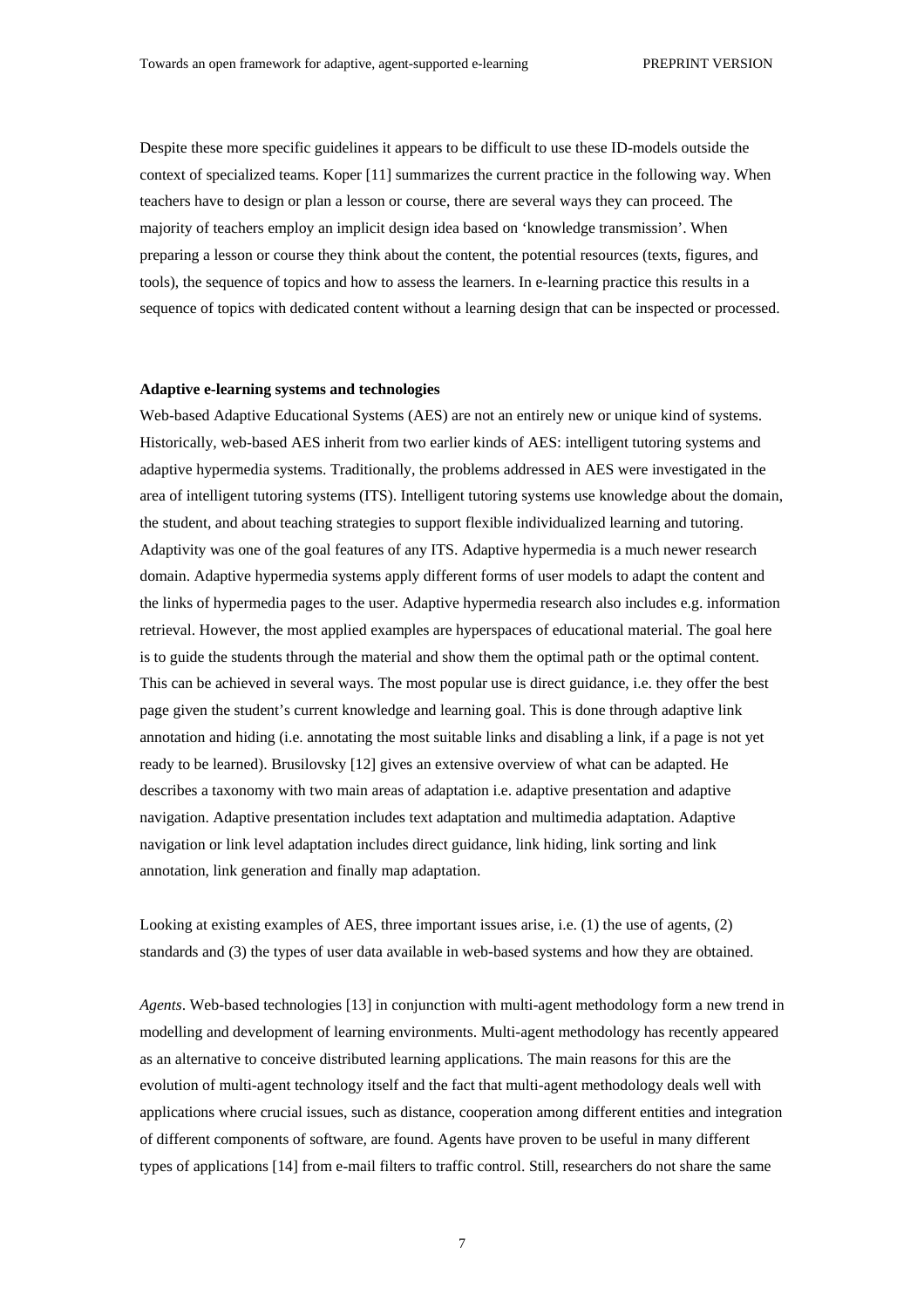Despite these more specific guidelines it appears to be difficult to use these ID-models outside the context of specialized teams. Koper [11] summarizes the current practice in the following way. When teachers have to design or plan a lesson or course, there are several ways they can proceed. The majority of teachers employ an implicit design idea based on 'knowledge transmission'. When preparing a lesson or course they think about the content, the potential resources (texts, figures, and tools), the sequence of topics and how to assess the learners. In e-learning practice this results in a sequence of topics with dedicated content without a learning design that can be inspected or processed.

**Adaptive e-learning systems and technologies**

Web-based Adaptive Educational Systems (AES) are not an entirely new or unique kind of systems. Historically, web-based AES inherit from two earlier kinds of AES: intelligent tutoring systems and adaptive hypermedia systems. Traditionally, the problems addressed in AES were investigated in the area of intelligent tutoring systems (ITS). Intelligent tutoring systems use knowledge about the domain, the student, and about teaching strategies to support flexible individualized learning and tutoring. Adaptivity was one of the goal features of any ITS. Adaptive hypermedia is a much newer research domain. Adaptive hypermedia systems apply different forms of user models to adapt the content and the links of hypermedia pages to the user. Adaptive hypermedia research also includes e.g. information retrieval. However, the most applied examples are hyperspaces of educational material. The goal here is to guide the students through the material and show them the optimal path or the optimal content. This can be achieved in several ways. The most popular use is direct guidance, i.e. they offer the best page given the student's current knowledge and learning goal. This is done through adaptive link annotation and hiding (i.e. annotating the most suitable links and disabling a link, if a page is not yet ready to be learned). Brusilovsky [12] gives an extensive overview of what can be adapted. He describes a taxonomy with two main areas of adaptation i.e. adaptive presentation and adaptive navigation. Adaptive presentation includes text adaptation and multimedia adaptation. Adaptive navigation or link level adaptation includes direct guidance, link hiding, link sorting and link annotation, link generation and finally map adaptation.

Looking at existing examples of AES, three important issues arise, i.e. (1) the use of agents, (2) standards and (3) the types of user data available in web-based systems and how they are obtained.

*Agents*. Web-based technologies [13] in conjunction with multi-agent methodology form a new trend in modelling and development of learning environments. Multi-agent methodology has recently appeared as an alternative to conceive distributed learning applications. The main reasons for this are the evolution of multi-agent technology itself and the fact that multi-agent methodology deals well with applications where crucial issues, such as distance, cooperation among different entities and integration of different components of software, are found. Agents have proven to be useful in many different types of applications [14] from e-mail filters to traffic control. Still, researchers do not share the same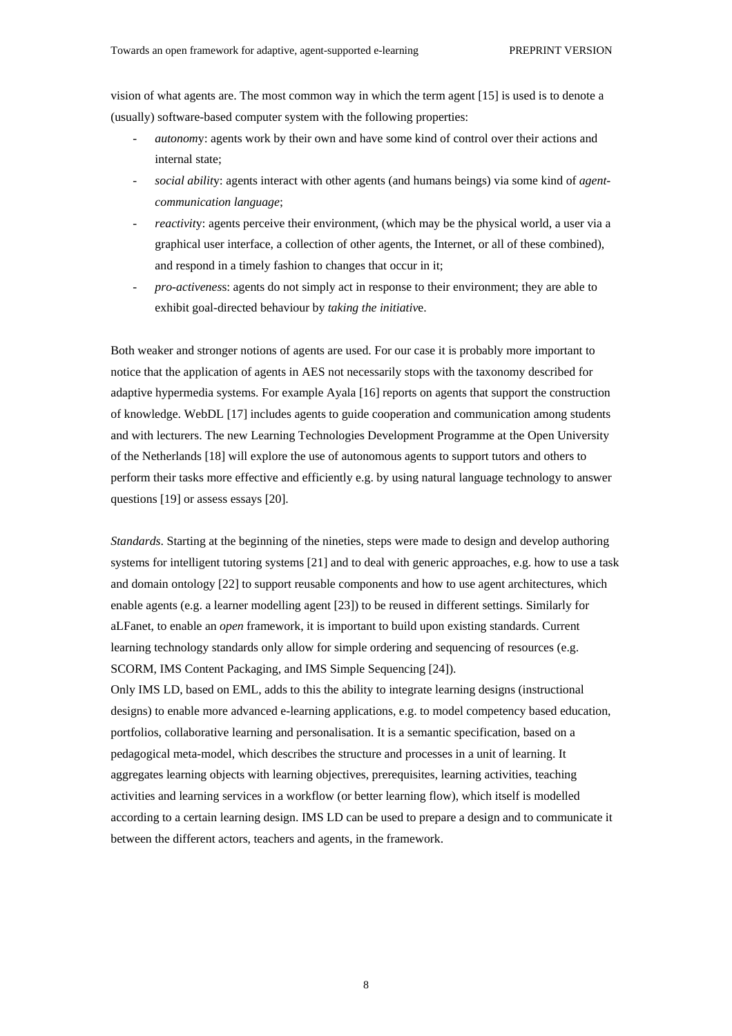vision of what agents are. The most common way in which the term agent [15] is used is to denote a (usually) software-based computer system with the following properties:

- *autonom*y: agents work by their own and have some kind of control over their actions and internal state;
- *social abilit*y: agents interact with other agents (and humans beings) via some kind of *agent-communication language*;
- *reactivit*y: agents perceive their environment, (which may be the physical world, a user via a graphical user interface, a collection of other agents, the Internet, or all of these combined), and respond in a timely fashion to changes that occur in it;
- *pro-activenes*s: agents do not simply act in response to their environment; they are able to exhibit goal-directed behaviour by *taking the initiativ*e.

Both weaker and stronger notions of agents are used. For our case it is probably more important to notice that the application of agents in AES not necessarily stops with the taxonomy described for adaptive hypermedia systems. For example Ayala [16] reports on agents that support the construction of knowledge. WebDL [17] includes agents to guide cooperation and communication among students and with lecturers. The new Learning Technologies Development Programme at the Open University of the Netherlands [18] will explore the use of autonomous agents to support tutors and others to perform their tasks more effective and efficiently e.g. by using natural language technology to answer questions [19] or assess essays [20].

*Standards*. Starting at the beginning of the nineties, steps were made to design and develop authoring systems for intelligent tutoring systems [21] and to deal with generic approaches, e.g. how to use a task and domain ontology [22] to support reusable components and how to use agent architectures, which enable agents (e.g. a learner modelling agent [23]) to be reused in different settings. Similarly for aLFanet, to enable an *open* framework, it is important to build upon existing standards. Current learning technology standards only allow for simple ordering and sequencing of resources (e.g. SCORM, IMS Content Packaging, and IMS Simple Sequencing [24]).
Only IMS LD, based on EML, adds to this the ability to integrate learning designs (instructional designs) to enable more advanced e-learning applications, e.g. to model competency based education, portfolios, collaborative learning and personalisation. It is a semantic specification, based on a pedagogical meta-model, which describes the structure and processes in a unit of learning. It aggregates learning objects with learning objectives, prerequisites, learning activities, teaching activities and learning services in a workflow (or better learning flow), which itself is modelled according to a certain learning design. IMS LD can be used to prepare a design and to communicate it between the different actors, teachers and agents, in the framework.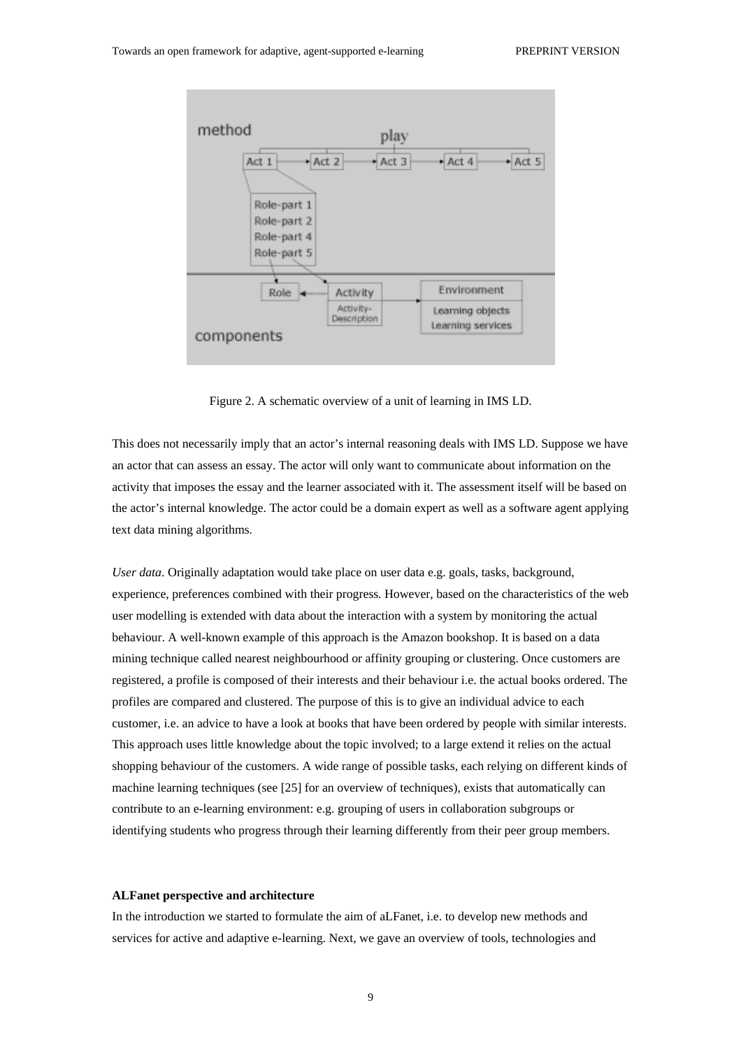Figure 2. A schematic overview of a unit of learning in IMS LD.

This does not necessarily imply that an actor's internal reasoning deals with IMS LD. Suppose we have an actor that can assess an essay. The actor will only want to communicate about information on the activity that imposes the essay and the learner associated with it. The assessment itself will be based on the actor's internal knowledge. The actor could be a domain expert as well as a software agent applying text data mining algorithms.

*User data*. Originally adaptation would take place on user data e.g. goals, tasks, background, experience, preferences combined with their progress. However, based on the characteristics of the web user modelling is extended with data about the interaction with a system by monitoring the actual behaviour. A well-known example of this approach is the Amazon bookshop. It is based on a data mining technique called nearest neighbourhood or affinity grouping or clustering. Once customers are registered, a profile is composed of their interests and their behaviour i.e. the actual books ordered. The profiles are compared and clustered. The purpose of this is to give an individual advice to each customer, i.e. an advice to have a look at books that have been ordered by people with similar interests. This approach uses little knowledge about the topic involved; to a large extend it relies on the actual shopping behaviour of the customers. A wide range of possible tasks, each relying on different kinds of machine learning techniques (see [25] for an overview of techniques), exists that automatically can contribute to an e-learning environment: e.g. grouping of users in collaboration subgroups or identifying students who progress through their learning differently from their peer group members.

**ALFanet perspective and architecture**

In the introduction we started to formulate the aim of aLFanet, i.e. to develop new methods and services for active and adaptive e-learning. Next, we gave an overview of tools, technologies and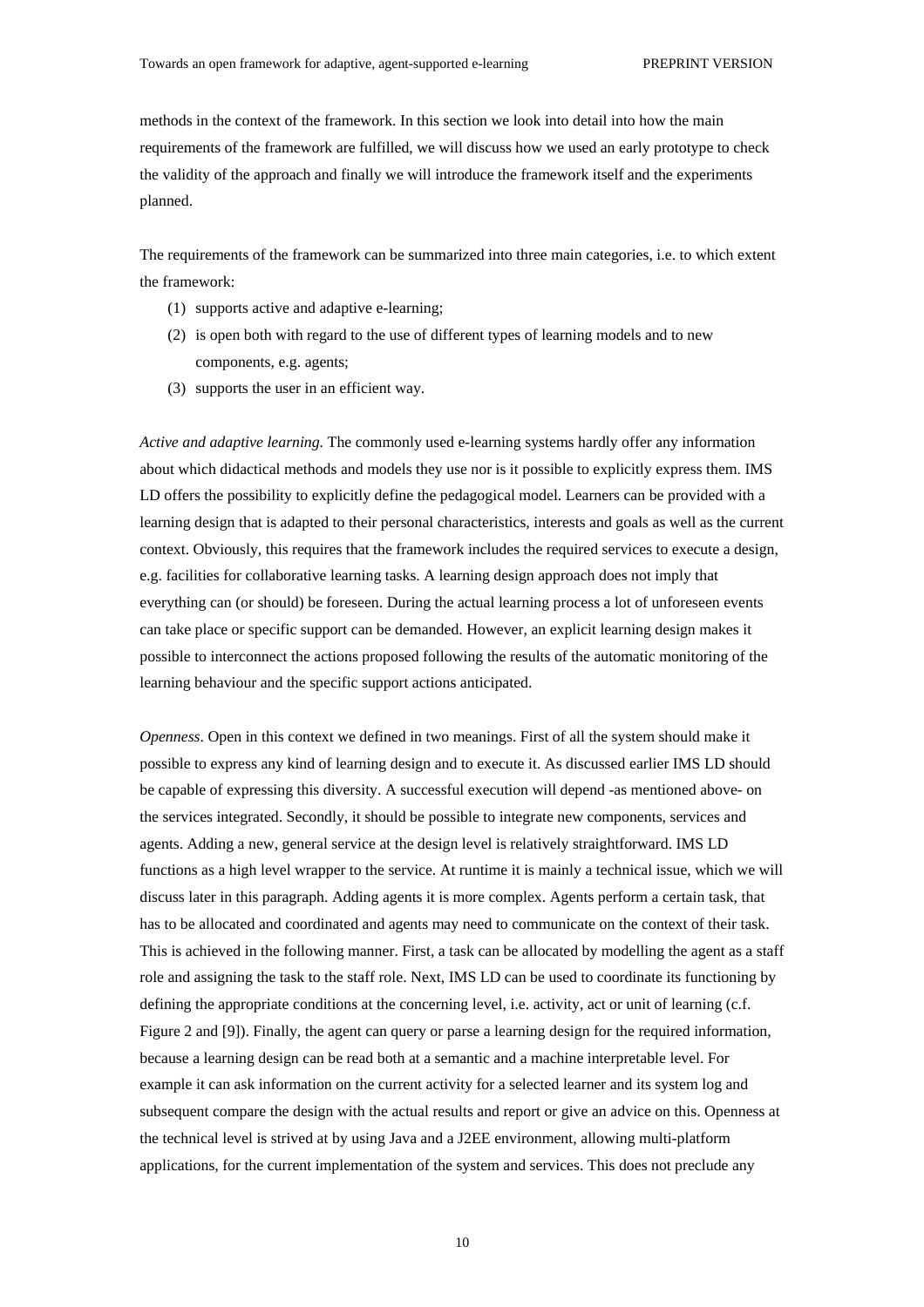methods in the context of the framework. In this section we look into detail into how the main requirements of the framework are fulfilled, we will discuss how we used an early prototype to check the validity of the approach and finally we will introduce the framework itself and the experiments planned.

The requirements of the framework can be summarized into three main categories, i.e. to which extent the framework:

(1) supports active and adaptive e-learning;
(2) is open both with regard to the use of different types of learning models and to new components, e.g. agents;
(3) supports the user in an efficient way.

*Active and adaptive learning.* The commonly used e-learning systems hardly offer any information about which didactical methods and models they use nor is it possible to explicitly express them. IMS LD offers the possibility to explicitly define the pedagogical model. Learners can be provided with a learning design that is adapted to their personal characteristics, interests and goals as well as the current context. Obviously, this requires that the framework includes the required services to execute a design, e.g. facilities for collaborative learning tasks. A learning design approach does not imply that everything can (or should) be foreseen. During the actual learning process a lot of unforeseen events can take place or specific support can be demanded. However, an explicit learning design makes it possible to interconnect the actions proposed following the results of the automatic monitoring of the learning behaviour and the specific support actions anticipated.

*Openness*. Open in this context we defined in two meanings. First of all the system should make it possible to express any kind of learning design and to execute it. As discussed earlier IMS LD should be capable of expressing this diversity. A successful execution will depend -as mentioned above- on the services integrated. Secondly, it should be possible to integrate new components, services and agents. Adding a new, general service at the design level is relatively straightforward. IMS LD functions as a high level wrapper to the service. At runtime it is mainly a technical issue, which we will discuss later in this paragraph. Adding agents it is more complex. Agents perform a certain task, that has to be allocated and coordinated and agents may need to communicate on the context of their task. This is achieved in the following manner. First, a task can be allocated by modelling the agent as a staff role and assigning the task to the staff role. Next, IMS LD can be used to coordinate its functioning by defining the appropriate conditions at the concerning level, i.e. activity, act or unit of learning (c.f. Figure 2 and [9]). Finally, the agent can query or parse a learning design for the required information, because a learning design can be read both at a semantic and a machine interpretable level. For example it can ask information on the current activity for a selected learner and its system log and subsequent compare the design with the actual results and report or give an advice on this. Openness at the technical level is strived at by using Java and a J2EE environment, allowing multi-platform applications, for the current implementation of the system and services. This does not preclude any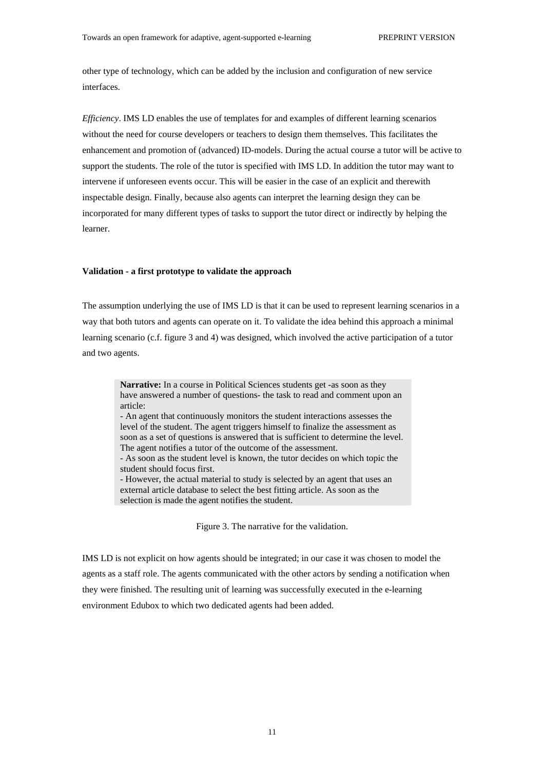other type of technology, which can be added by the inclusion and configuration of new service interfaces.

*Efficiency*. IMS LD enables the use of templates for and examples of different learning scenarios without the need for course developers or teachers to design them themselves. This facilitates the enhancement and promotion of (advanced) ID-models. During the actual course a tutor will be active to support the students. The role of the tutor is specified with IMS LD. In addition the tutor may want to intervene if unforeseen events occur. This will be easier in the case of an explicit and therewith inspectable design. Finally, because also agents can interpret the learning design they can be incorporated for many different types of tasks to support the tutor direct or indirectly by helping the learner.

**Validation - a first prototype to validate the approach**

The assumption underlying the use of IMS LD is that it can be used to represent learning scenarios in a way that both tutors and agents can operate on it. To validate the idea behind this approach a minimal learning scenario (c.f. figure 3 and 4) was designed, which involved the active participation of a tutor and two agents.

> **Narrative:** In a course in Political Sciences students get -as soon as they have answered a number of questions- the task to read and comment upon an article:
> - An agent that continuously monitors the student interactions assesses the level of the student. The agent triggers himself to finalize the assessment as soon as a set of questions is answered that is sufficient to determine the level. The agent notifies a tutor of the outcome of the assessment.
> - As soon as the student level is known, the tutor decides on which topic the student should focus first.
> - However, the actual material to study is selected by an agent that uses an external article database to select the best fitting article. As soon as the selection is made the agent notifies the student.

Figure 3. The narrative for the validation.

IMS LD is not explicit on how agents should be integrated; in our case it was chosen to model the agents as a staff role. The agents communicated with the other actors by sending a notification when they were finished. The resulting unit of learning was successfully executed in the e-learning environment Edubox to which two dedicated agents had been added.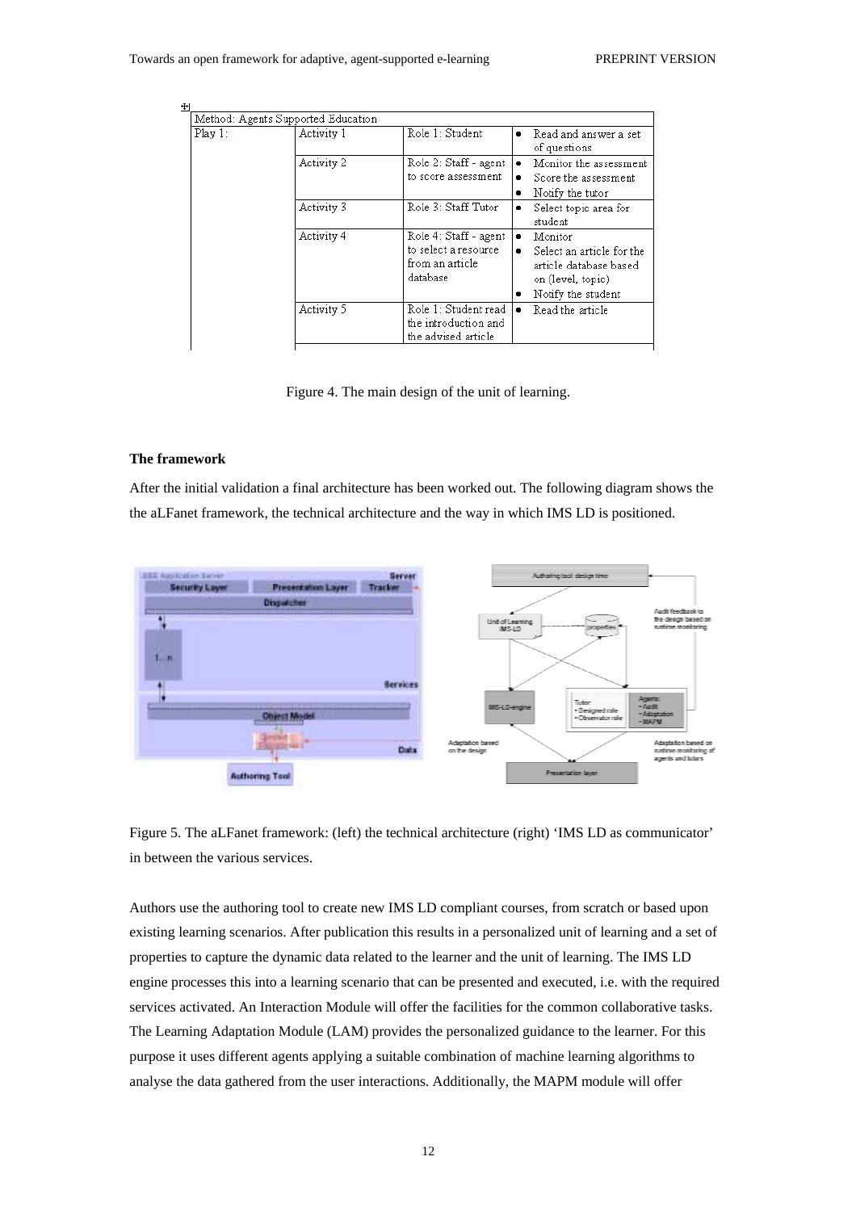| Method: Agents Supported Education | | | |
|---|---|---|---|
| Play 1: | Activity 1 | Role 1: Student | • Read and answer a set of questions |
| | Activity 2 | Role 2: Staff - agent to score assessment | • Monitor the assessment<br>• Score the assessment<br>• Notify the tutor |
| | Activity 3 | Role 3: Staff Tutor | • Select topic area for student |
| | Activity 4 | Role 4: Staff - agent to select a resource from an article database | • Monitor<br>• Select an article for the article database based on (level, topic)<br>• Notify the student |
| | Activity 5 | Role 1: Student read the introduction and the advised article | • Read the article |

Figure 4. The main design of the unit of learning.

#### The framework

After the initial validation a final architecture has been worked out. The following diagram shows the the aLFanet framework, the technical architecture and the way in which IMS LD is positioned.

Figure 5. The aLFanet framework: (left) the technical architecture (right) 'IMS LD as communicator' in between the various services.

Authors use the authoring tool to create new IMS LD compliant courses, from scratch or based upon existing learning scenarios. After publication this results in a personalized unit of learning and a set of properties to capture the dynamic data related to the learner and the unit of learning. The IMS LD engine processes this into a learning scenario that can be presented and executed, i.e. with the required services activated. An Interaction Module will offer the facilities for the common collaborative tasks. The Learning Adaptation Module (LAM) provides the personalized guidance to the learner. For this purpose it uses different agents applying a suitable combination of machine learning algorithms to analyse the data gathered from the user interactions. Additionally, the MAPM module will offer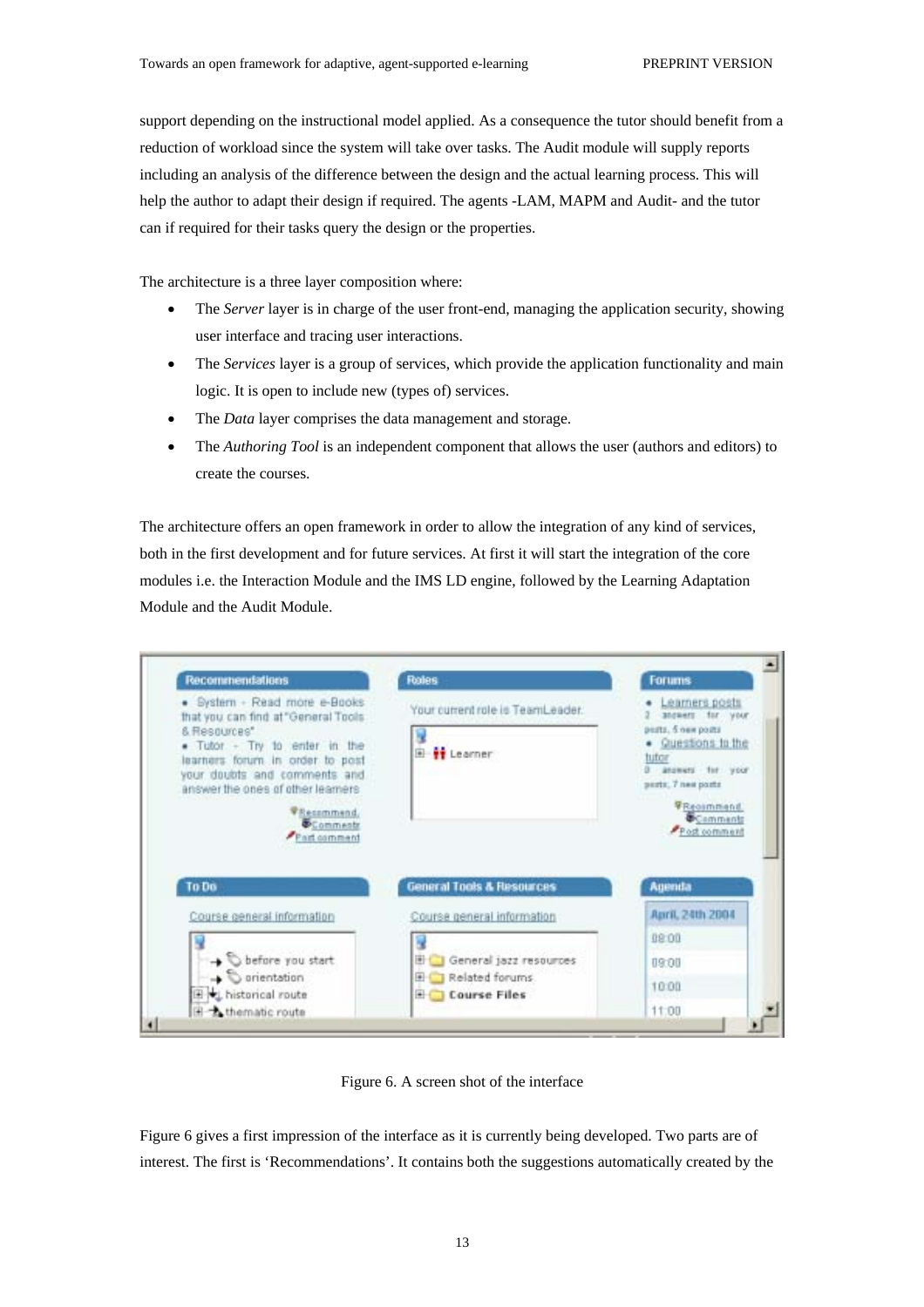support depending on the instructional model applied. As a consequence the tutor should benefit from a reduction of workload since the system will take over tasks. The Audit module will supply reports including an analysis of the difference between the design and the actual learning process. This will help the author to adapt their design if required. The agents -LAM, MAPM and Audit- and the tutor can if required for their tasks query the design or the properties.

The architecture is a three layer composition where:

- The *Server* layer is in charge of the user front-end, managing the application security, showing user interface and tracing user interactions.
- The *Services* layer is a group of services, which provide the application functionality and main logic. It is open to include new (types of) services.
- The *Data* layer comprises the data management and storage.
- The *Authoring Tool* is an independent component that allows the user (authors and editors) to create the courses.

The architecture offers an open framework in order to allow the integration of any kind of services, both in the first development and for future services. At first it will start the integration of the core modules i.e. the Interaction Module and the IMS LD engine, followed by the Learning Adaptation Module and the Audit Module.

Figure 6. A screen shot of the interface

Figure 6 gives a first impression of the interface as it is currently being developed. Two parts are of interest. The first is 'Recommendations'. It contains both the suggestions automatically created by the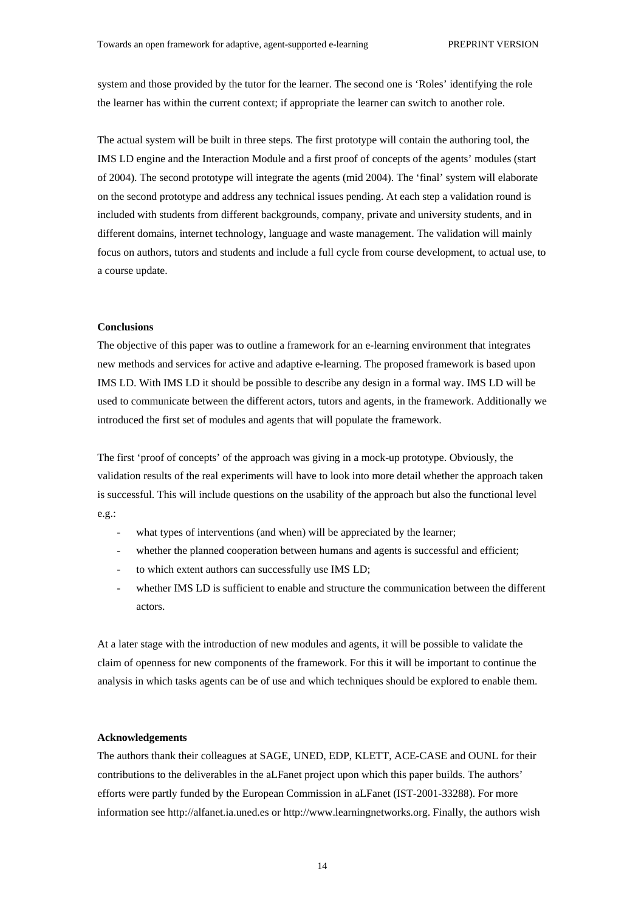system and those provided by the tutor for the learner. The second one is 'Roles' identifying the role the learner has within the current context; if appropriate the learner can switch to another role.

The actual system will be built in three steps. The first prototype will contain the authoring tool, the IMS LD engine and the Interaction Module and a first proof of concepts of the agents' modules (start of 2004). The second prototype will integrate the agents (mid 2004). The 'final' system will elaborate on the second prototype and address any technical issues pending. At each step a validation round is included with students from different backgrounds, company, private and university students, and in different domains, internet technology, language and waste management. The validation will mainly focus on authors, tutors and students and include a full cycle from course development, to actual use, to a course update.

**Conclusions**

The objective of this paper was to outline a framework for an e-learning environment that integrates new methods and services for active and adaptive e-learning. The proposed framework is based upon IMS LD. With IMS LD it should be possible to describe any design in a formal way. IMS LD will be used to communicate between the different actors, tutors and agents, in the framework. Additionally we introduced the first set of modules and agents that will populate the framework.

The first 'proof of concepts' of the approach was giving in a mock-up prototype. Obviously, the validation results of the real experiments will have to look into more detail whether the approach taken is successful. This will include questions on the usability of the approach but also the functional level e.g.:

- what types of interventions (and when) will be appreciated by the learner;
- whether the planned cooperation between humans and agents is successful and efficient;
- to which extent authors can successfully use IMS LD;
- whether IMS LD is sufficient to enable and structure the communication between the different actors.

At a later stage with the introduction of new modules and agents, it will be possible to validate the claim of openness for new components of the framework. For this it will be important to continue the analysis in which tasks agents can be of use and which techniques should be explored to enable them.

**Acknowledgements**

The authors thank their colleagues at SAGE, UNED, EDP, KLETT, ACE-CASE and OUNL for their contributions to the deliverables in the aLFanet project upon which this paper builds. The authors' efforts were partly funded by the European Commission in aLFanet (IST-2001-33288). For more information see http://alfanet.ia.uned.es or http://www.learningnetworks.org. Finally, the authors wish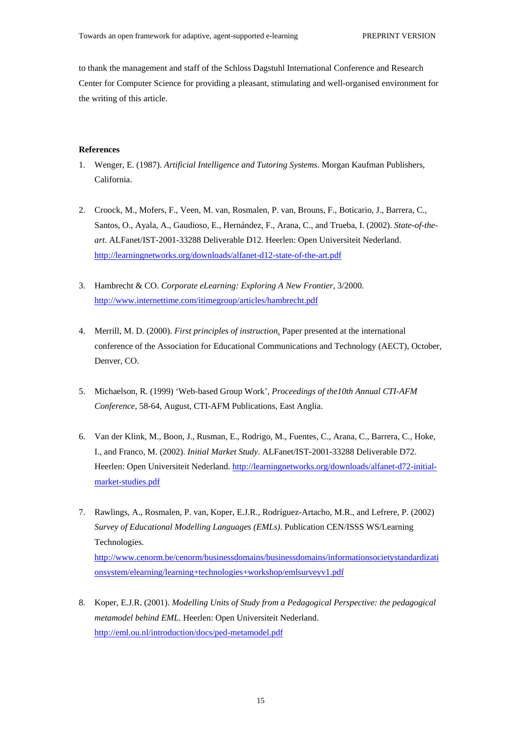to thank the management and staff of the Schloss Dagstuhl International Conference and Research Center for Computer Science for providing a pleasant, stimulating and well-organised environment for the writing of this article.

**References**

1. Wenger, E. (1987). *Artificial Intelligence and Tutoring Systems*. Morgan Kaufman Publishers, California.

2. Croock, M., Mofers, F., Veen, M. van, Rosmalen, P. van, Brouns, F., Boticario, J., Barrera, C., Santos, O., Ayala, A., Gaudioso, E., Hernández, F., Arana, C., and Trueba, I. (2002). *State-of-the-art.* ALFanet/IST-2001-33288 Deliverable D12. Heerlen: Open Universiteit Nederland. http://learningnetworks.org/downloads/alfanet-d12-state-of-the-art.pdf

3. Hambrecht & CO. *Corporate eLearning: Exploring A New Frontier*, 3/2000. http://www.internettime.com/itimegroup/articles/hambrecht.pdf

4. Merrill, M. D. (2000). *First principles of instruction.* Paper presented at the international conference of the Association for Educational Communications and Technology (AECT), October, Denver, CO.

5. Michaelson, R. (1999) 'Web-based Group Work', *Proceedings of the10th Annual CTI-AFM Conference*, 58-64, August, CTI-AFM Publications, East Anglia.

6. Van der Klink, M., Boon, J., Rusman, E., Rodrigo, M., Fuentes, C., Arana, C., Barrera, C., Hoke, I., and Franco, M. (2002). *Initial Market Study*. ALFanet/IST-2001-33288 Deliverable D72. Heerlen: Open Universiteit Nederland. http://learningnetworks.org/downloads/alfanet-d72-initial-market-studies.pdf

7. Rawlings, A., Rosmalen, P. van, Koper, E.J.R., Rodríguez-Artacho, M.R., and Lefrere, P. (2002) *Survey of Educational Modelling Languages (EMLs).* Publication CEN/ISSS WS/Learning Technologies. http://www.cenorm.be/cenorm/businessdomains/businessdomains/informationsocietystandardizationsystem/elearning/learning+technologies+workshop/emlsurveyv1.pdf

8. Koper, E.J.R. (2001). *Modelling Units of Study from a Pedagogical Perspective: the pedagogical metamodel behind EML*. Heerlen: Open Universiteit Nederland. http://eml.ou.nl/introduction/docs/ped-metamodel.pdf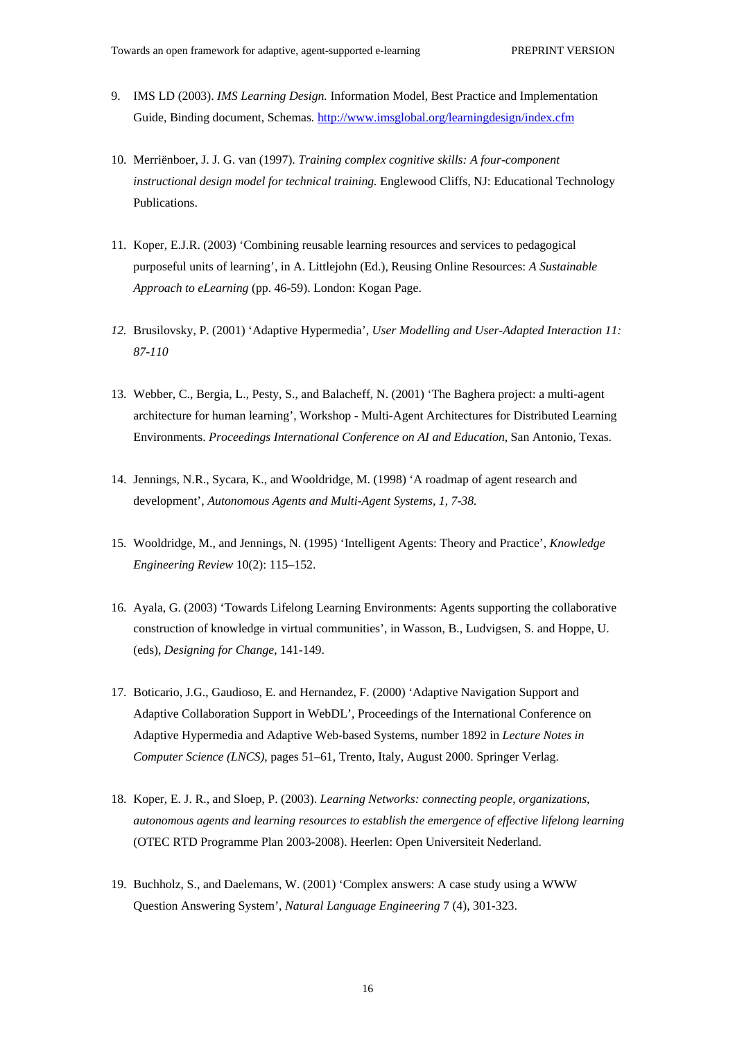9. IMS LD (2003). *IMS Learning Design.* Information Model, Best Practice and Implementation Guide, Binding document, Schemas. http://www.imsglobal.org/learningdesign/index.cfm

10. Merriënboer, J. J. G. van (1997). *Training complex cognitive skills: A four-component instructional design model for technical training.* Englewood Cliffs, NJ: Educational Technology Publications.

11. Koper, E.J.R. (2003) 'Combining reusable learning resources and services to pedagogical purposeful units of learning', in A. Littlejohn (Ed.), Reusing Online Resources: *A Sustainable Approach to eLearning* (pp. 46-59). London: Kogan Page.

12. Brusilovsky, P. (2001) 'Adaptive Hypermedia', *User Modelling and User-Adapted Interaction 11: 87-110*

13. Webber, C., Bergia, L., Pesty, S., and Balacheff, N. (2001) 'The Baghera project: a multi-agent architecture for human learning', Workshop - Multi-Agent Architectures for Distributed Learning Environments. *Proceedings International Conference on AI and Education*, San Antonio, Texas.

14. Jennings, N.R., Sycara, K., and Wooldridge, M. (1998) 'A roadmap of agent research and development', *Autonomous Agents and Multi-Agent Systems, 1, 7-38.*

15. Wooldridge, M., and Jennings, N. (1995) 'Intelligent Agents: Theory and Practice', *Knowledge Engineering Review* 10(2): 115–152.

16. Ayala, G. (2003) 'Towards Lifelong Learning Environments: Agents supporting the collaborative construction of knowledge in virtual communities', in Wasson, B., Ludvigsen, S. and Hoppe, U. (eds), *Designing for Change*, 141-149.

17. Boticario, J.G., Gaudioso, E. and Hernandez, F. (2000) 'Adaptive Navigation Support and Adaptive Collaboration Support in WebDL', Proceedings of the International Conference on Adaptive Hypermedia and Adaptive Web-based Systems, number 1892 in *Lecture Notes in Computer Science (LNCS)*, pages 51–61, Trento, Italy, August 2000. Springer Verlag.

18. Koper, E. J. R., and Sloep, P. (2003). *Learning Networks: connecting people, organizations, autonomous agents and learning resources to establish the emergence of effective lifelong learning* (OTEC RTD Programme Plan 2003-2008). Heerlen: Open Universiteit Nederland.

19. Buchholz, S., and Daelemans, W. (2001) 'Complex answers: A case study using a WWW Question Answering System', *Natural Language Engineering* 7 (4), 301-323.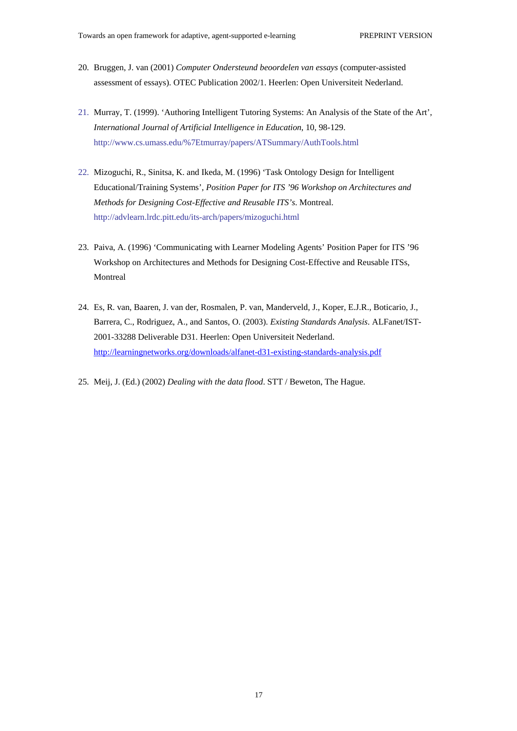20. Bruggen, J. van (2001) *Computer Ondersteund beoordelen van essays* (computer-assisted assessment of essays). OTEC Publication 2002/1. Heerlen: Open Universiteit Nederland.

21. Murray, T. (1999). 'Authoring Intelligent Tutoring Systems: An Analysis of the State of the Art', *International Journal of Artificial Intelligence in Education*, 10, 98-129. http://www.cs.umass.edu/%7Etmurray/papers/ATSummary/AuthTools.html

22. Mizoguchi, R., Sinitsa, K. and Ikeda, M. (1996) 'Task Ontology Design for Intelligent Educational/Training Systems', *Position Paper for ITS '96 Workshop on Architectures and Methods for Designing Cost-Effective and Reusable ITS's.* Montreal. http://advlearn.lrdc.pitt.edu/its-arch/papers/mizoguchi.html

23. Paiva, A. (1996) 'Communicating with Learner Modeling Agents' Position Paper for ITS '96 Workshop on Architectures and Methods for Designing Cost-Effective and Reusable ITSs, Montreal

24. Es, R. van, Baaren, J. van der, Rosmalen, P. van, Manderveld, J., Koper, E.J.R., Boticario, J., Barrera, C., Rodriguez, A., and Santos, O. (2003). *Existing Standards Analysis*. ALFanet/IST-2001-33288 Deliverable D31. Heerlen: Open Universiteit Nederland. http://learningnetworks.org/downloads/alfanet-d31-existing-standards-analysis.pdf

25. Meij, J. (Ed.) (2002) *Dealing with the data flood*. STT / Beweton, The Hague.